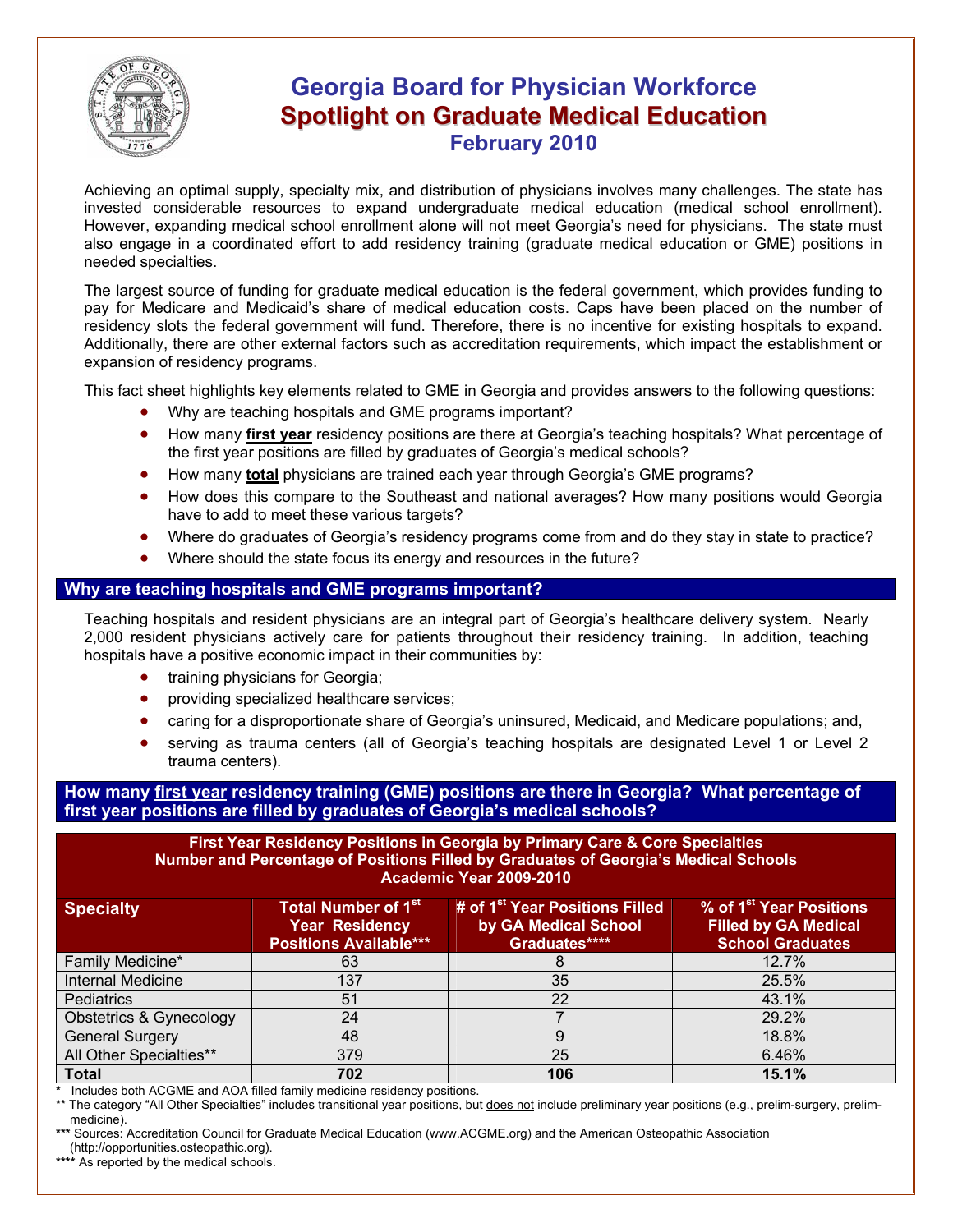# Georgia Board for Physician Workforce
# Spotlight on Graduate Medical Education
## February 2010

Achieving an optimal supply, specialty mix, and distribution of physicians involves many challenges. The state has invested considerable resources to expand undergraduate medical education (medical school enrollment). However, expanding medical school enrollment alone will not meet Georgia's need for physicians. The state must also engage in a coordinated effort to add residency training (graduate medical education or GME) positions in needed specialties.

The largest source of funding for graduate medical education is the federal government, which provides funding to pay for Medicare and Medicaid's share of medical education costs. Caps have been placed on the number of residency slots the federal government will fund. Therefore, there is no incentive for existing hospitals to expand. Additionally, there are other external factors such as accreditation requirements, which impact the establishment or expansion of residency programs.

This fact sheet highlights key elements related to GME in Georgia and provides answers to the following questions:

- Why are teaching hospitals and GME programs important?
- How many **first year** residency positions are there at Georgia's teaching hospitals? What percentage of the first year positions are filled by graduates of Georgia's medical schools?
- How many **total** physicians are trained each year through Georgia's GME programs?
- How does this compare to the Southeast and national averages? How many positions would Georgia have to add to meet these various targets?
- Where do graduates of Georgia's residency programs come from and do they stay in state to practice?
- Where should the state focus its energy and resources in the future?

## Why are teaching hospitals and GME programs important?

Teaching hospitals and resident physicians are an integral part of Georgia's healthcare delivery system. Nearly 2,000 resident physicians actively care for patients throughout their residency training. In addition, teaching hospitals have a positive economic impact in their communities by:

- training physicians for Georgia;
- providing specialized healthcare services;
- caring for a disproportionate share of Georgia's uninsured, Medicaid, and Medicare populations; and,
- serving as trauma centers (all of Georgia's teaching hospitals are designated Level 1 or Level 2 trauma centers).

## How many first year residency training (GME) positions are there in Georgia? What percentage of first year positions are filled by graduates of Georgia's medical schools?

**First Year Residency Positions in Georgia by Primary Care & Core Specialties**
**Number and Percentage of Positions Filled by Graduates of Georgia's Medical Schools**
**Academic Year 2009-2010**

| Specialty | Total Number of 1st Year Residency Positions Available*** | # of 1st Year Positions Filled by GA Medical School Graduates**** | % of 1st Year Positions Filled by GA Medical School Graduates |
|---|---|---|---|
| Family Medicine* | 63 | 8 | 12.7% |
| Internal Medicine | 137 | 35 | 25.5% |
| Pediatrics | 51 | 22 | 43.1% |
| Obstetrics & Gynecology | 24 | 7 | 29.2% |
| General Surgery | 48 | 9 | 18.8% |
| All Other Specialties** | 379 | 25 | 6.46% |
| **Total** | **702** | **106** | **15.1%** |

\* Includes both ACGME and AOA filled family medicine residency positions.

** The category "All Other Specialties" includes transitional year positions, but does not include preliminary year positions (e.g., prelim-surgery, prelim-medicine).

*** Sources: Accreditation Council for Graduate Medical Education (www.ACGME.org) and the American Osteopathic Association (http://opportunities.osteopathic.org).

**** As reported by the medical schools.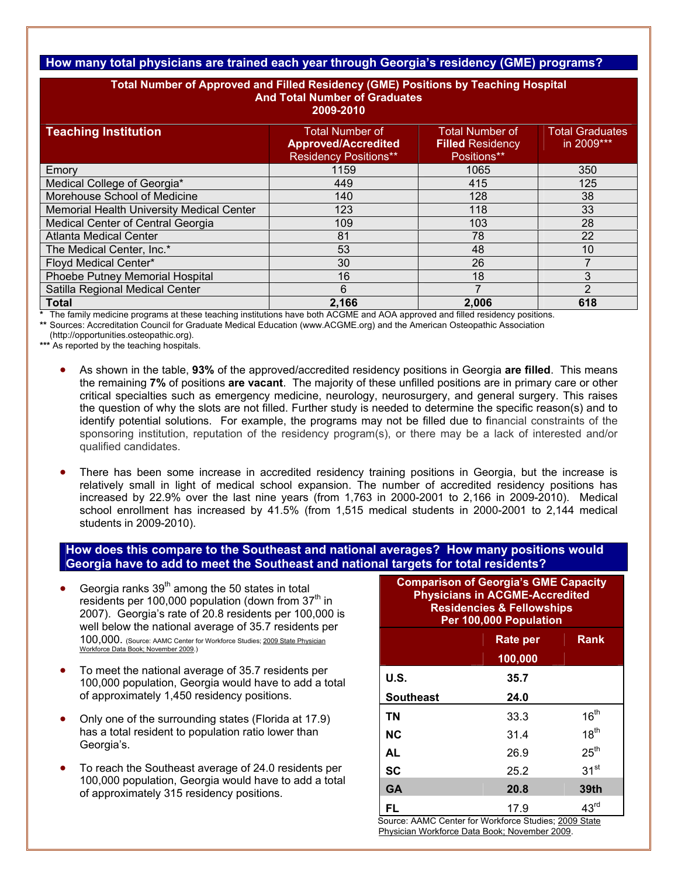## How many total physicians are trained each year through Georgia's residency (GME) programs?

**Total Number of Approved and Filled Residency (GME) Positions by Teaching Hospital And Total Number of Graduates 2009-2010**

| Teaching Institution | Total Number of **Approved/Accredited** Residency Positions** | Total Number of **Filled** Residency Positions** | Total Graduates in 2009*** |
|---|---|---|---|
| Emory | 1159 | 1065 | 350 |
| Medical College of Georgia* | 449 | 415 | 125 |
| Morehouse School of Medicine | 140 | 128 | 38 |
| Memorial Health University Medical Center | 123 | 118 | 33 |
| Medical Center of Central Georgia | 109 | 103 | 28 |
| Atlanta Medical Center | 81 | 78 | 22 |
| The Medical Center, Inc.* | 53 | 48 | 10 |
| Floyd Medical Center* | 30 | 26 | 7 |
| Phoebe Putney Memorial Hospital | 16 | 18 | 3 |
| Satilla Regional Medical Center | 6 | 7 | 2 |
| **Total** | **2,166** | **2,006** | **618** |

\* The family medicine programs at these teaching institutions have both ACGME and AOA approved and filled residency positions.
** Sources: Accreditation Council for Graduate Medical Education (www.ACGME.org) and the American Osteopathic Association (http://opportunities.osteopathic.org).
*** As reported by the teaching hospitals.

- As shown in the table, **93%** of the approved/accredited residency positions in Georgia **are filled**. This means the remaining **7%** of positions **are vacant**. The majority of these unfilled positions are in primary care or other critical specialties such as emergency medicine, neurology, neurosurgery, and general surgery. This raises the question of why the slots are not filled. Further study is needed to determine the specific reason(s) and to identify potential solutions. For example, the programs may not be filled due to financial constraints of the sponsoring institution, reputation of the residency program(s), or there may be a lack of interested and/or qualified candidates.

- There has been some increase in accredited residency training positions in Georgia, but the increase is relatively small in light of medical school expansion. The number of accredited residency positions has increased by 22.9% over the last nine years (from 1,763 in 2000-2001 to 2,166 in 2009-2010). Medical school enrollment has increased by 41.5% (from 1,515 medical students in 2000-2001 to 2,144 medical students in 2009-2010).

## How does this compare to the Southeast and national averages? How many positions would Georgia have to add to meet the Southeast and national targets for total residents?

- Georgia ranks 39th among the 50 states in total residents per 100,000 population (down from 37th in 2007). Georgia's rate of 20.8 residents per 100,000 is well below the national average of 35.7 residents per 100,000. (Source: AAMC Center for Workforce Studies; 2009 State Physician Workforce Data Book; November 2009.)

- To meet the national average of 35.7 residents per 100,000 population, Georgia would have to add a total of approximately 1,450 residency positions.

- Only one of the surrounding states (Florida at 17.9) has a total resident to population ratio lower than Georgia's.

- To reach the Southeast average of 24.0 residents per 100,000 population, Georgia would have to add a total of approximately 315 residency positions.

**Comparison of Georgia's GME Capacity Physicians in ACGME-Accredited Residencies & Fellowships Per 100,000 Population**

| | Rate per 100,000 | Rank |
|---|---|---|
| **U.S.** | **35.7** | |
| **Southeast** | **24.0** | |
| **TN** | 33.3 | 16th |
| **NC** | 31.4 | 18th |
| **AL** | 26.9 | 25th |
| **SC** | 25.2 | 31st |
| **GA** | **20.8** | **39th** |
| **FL** | 17.9 | 43rd |

Source: AAMC Center for Workforce Studies; 2009 State Physician Workforce Data Book; November 2009.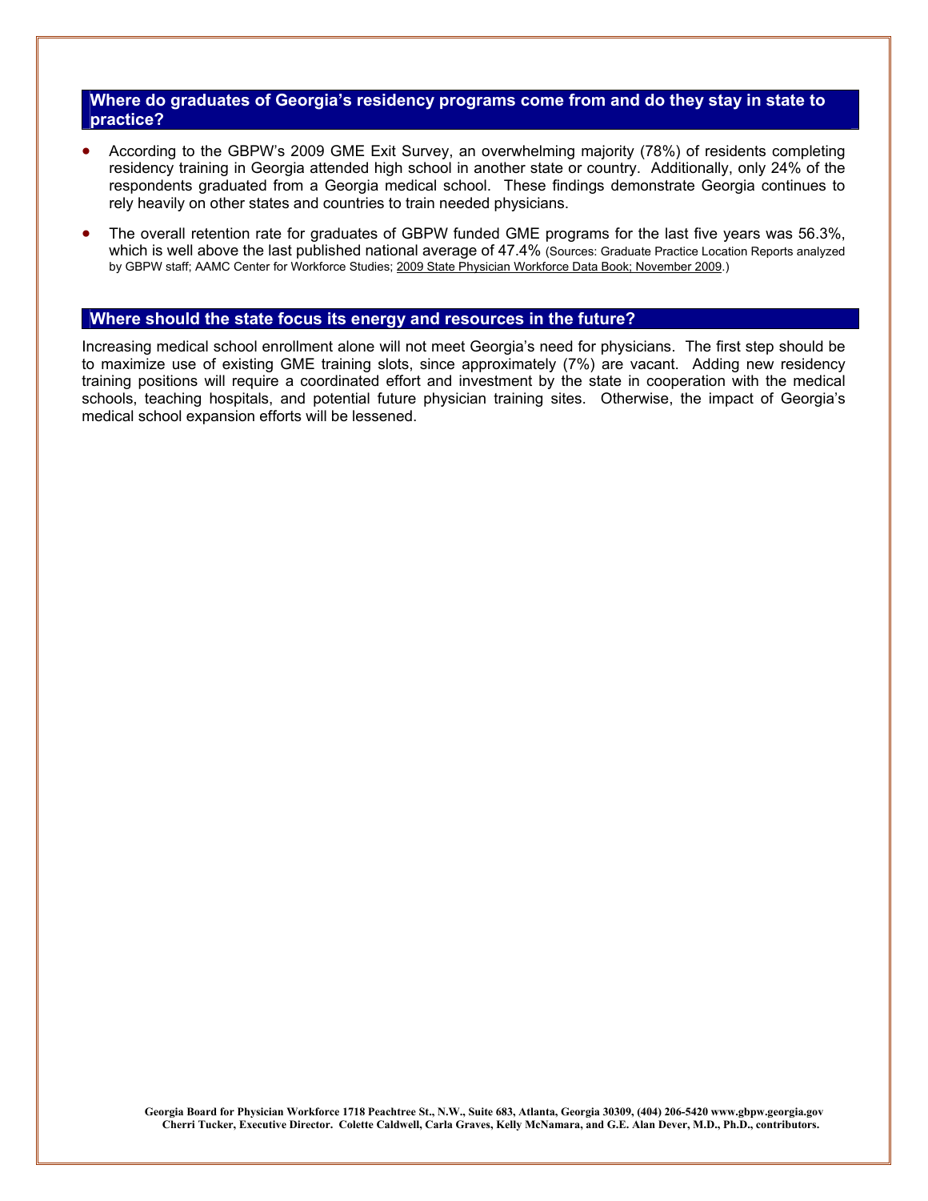## Where do graduates of Georgia's residency programs come from and do they stay in state to practice?

- According to the GBPW's 2009 GME Exit Survey, an overwhelming majority (78%) of residents completing residency training in Georgia attended high school in another state or country. Additionally, only 24% of the respondents graduated from a Georgia medical school. These findings demonstrate Georgia continues to rely heavily on other states and countries to train needed physicians.
- The overall retention rate for graduates of GBPW funded GME programs for the last five years was 56.3%, which is well above the last published national average of 47.4% (Sources: Graduate Practice Location Reports analyzed by GBPW staff; AAMC Center for Workforce Studies; 2009 State Physician Workforce Data Book; November 2009.)

## Where should the state focus its energy and resources in the future?

Increasing medical school enrollment alone will not meet Georgia's need for physicians. The first step should be to maximize use of existing GME training slots, since approximately (7%) are vacant. Adding new residency training positions will require a coordinated effort and investment by the state in cooperation with the medical schools, teaching hospitals, and potential future physician training sites. Otherwise, the impact of Georgia's medical school expansion efforts will be lessened.

**Georgia Board for Physician Workforce 1718 Peachtree St., N.W., Suite 683, Atlanta, Georgia 30309, (404) 206-5420 www.gbpw.georgia.gov**
**Cherri Tucker, Executive Director. Colette Caldwell, Carla Graves, Kelly McNamara, and G.E. Alan Dever, M.D., Ph.D., contributors.**